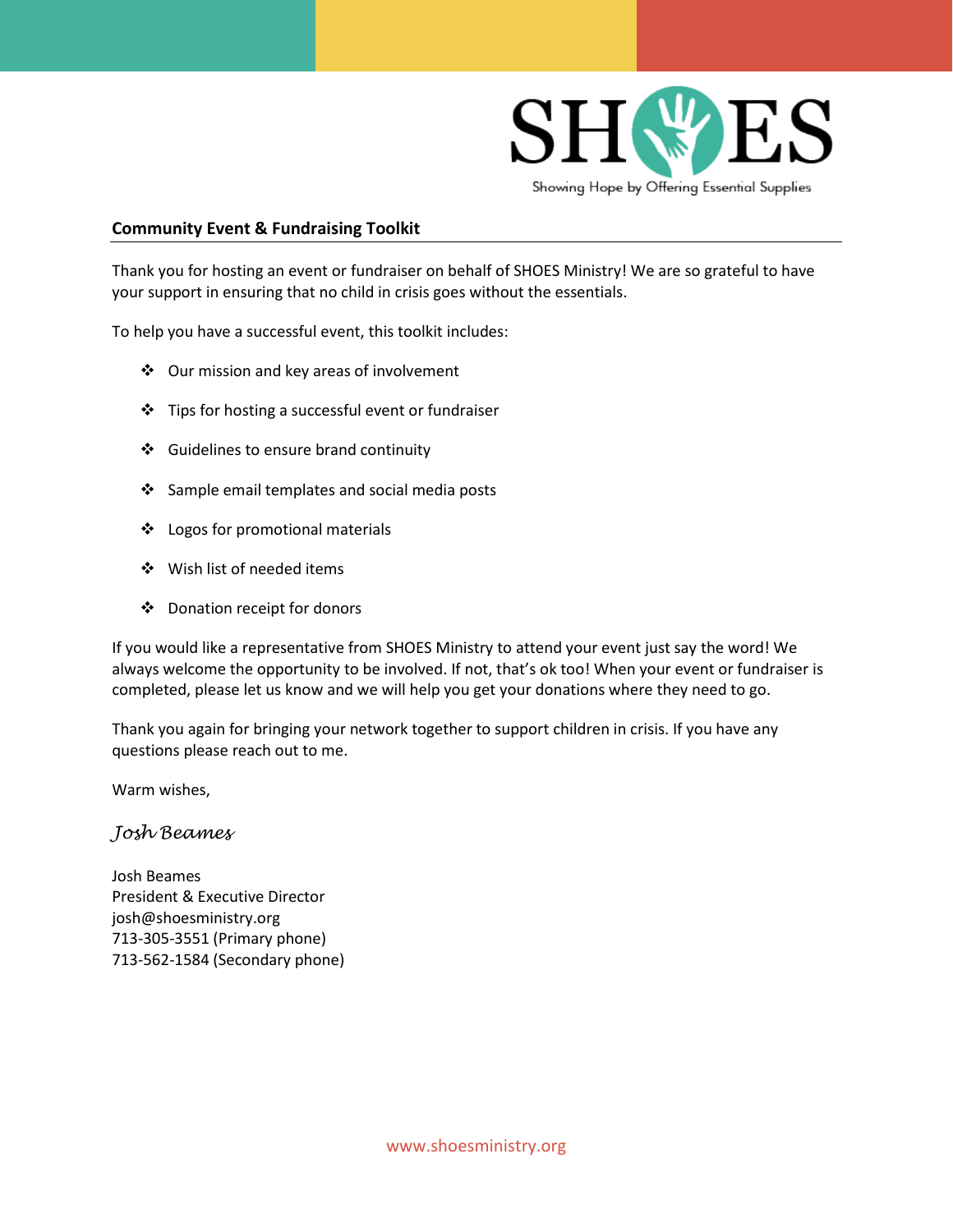SHOES

Showing Hope by Offering Essential Supplies

## Community Event & Fundraising Toolkit

Thank you for hosting an event or fundraiser on behalf of SHOES Ministry! We are so grateful to have your support in ensuring that no child in crisis goes without the essentials.

To help you have a successful event, this toolkit includes:

- Our mission and key areas of involvement
- Tips for hosting a successful event or fundraiser
- Guidelines to ensure brand continuity
- Sample email templates and social media posts
- Logos for promotional materials
- Wish list of needed items
- Donation receipt for donors

If you would like a representative from SHOES Ministry to attend your event just say the word! We always welcome the opportunity to be involved. If not, that's ok too! When your event or fundraiser is completed, please let us know and we will help you get your donations where they need to go.

Thank you again for bringing your network together to support children in crisis. If you have any questions please reach out to me.

Warm wishes,

*Josh Beames*

Josh Beames
President & Executive Director
josh@shoesministry.org
713-305-3551 (Primary phone)
713-562-1584 (Secondary phone)

www.shoesministry.org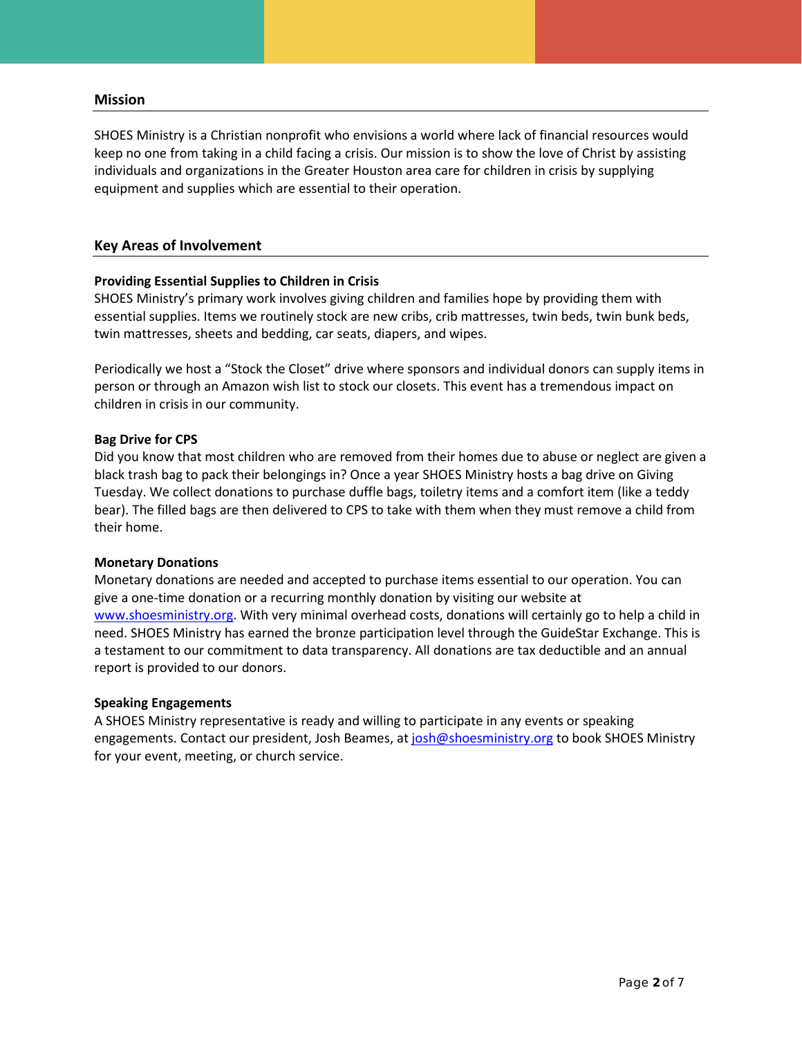## Mission

SHOES Ministry is a Christian nonprofit who envisions a world where lack of financial resources would keep no one from taking in a child facing a crisis. Our mission is to show the love of Christ by assisting individuals and organizations in the Greater Houston area care for children in crisis by supplying equipment and supplies which are essential to their operation.

## Key Areas of Involvement

### Providing Essential Supplies to Children in Crisis

SHOES Ministry's primary work involves giving children and families hope by providing them with essential supplies. Items we routinely stock are new cribs, crib mattresses, twin beds, twin bunk beds, twin mattresses, sheets and bedding, car seats, diapers, and wipes.

Periodically we host a "Stock the Closet" drive where sponsors and individual donors can supply items in person or through an Amazon wish list to stock our closets. This event has a tremendous impact on children in crisis in our community.

### Bag Drive for CPS

Did you know that most children who are removed from their homes due to abuse or neglect are given a black trash bag to pack their belongings in? Once a year SHOES Ministry hosts a bag drive on Giving Tuesday. We collect donations to purchase duffle bags, toiletry items and a comfort item (like a teddy bear). The filled bags are then delivered to CPS to take with them when they must remove a child from their home.

### Monetary Donations

Monetary donations are needed and accepted to purchase items essential to our operation. You can give a one-time donation or a recurring monthly donation by visiting our website at [www.shoesministry.org](http://www.shoesministry.org). With very minimal overhead costs, donations will certainly go to help a child in need. SHOES Ministry has earned the bronze participation level through the GuideStar Exchange. This is a testament to our commitment to data transparency. All donations are tax deductible and an annual report is provided to our donors.

### Speaking Engagements

A SHOES Ministry representative is ready and willing to participate in any events or speaking engagements. Contact our president, Josh Beames, at [josh@shoesministry.org](mailto:josh@shoesministry.org) to book SHOES Ministry for your event, meeting, or church service.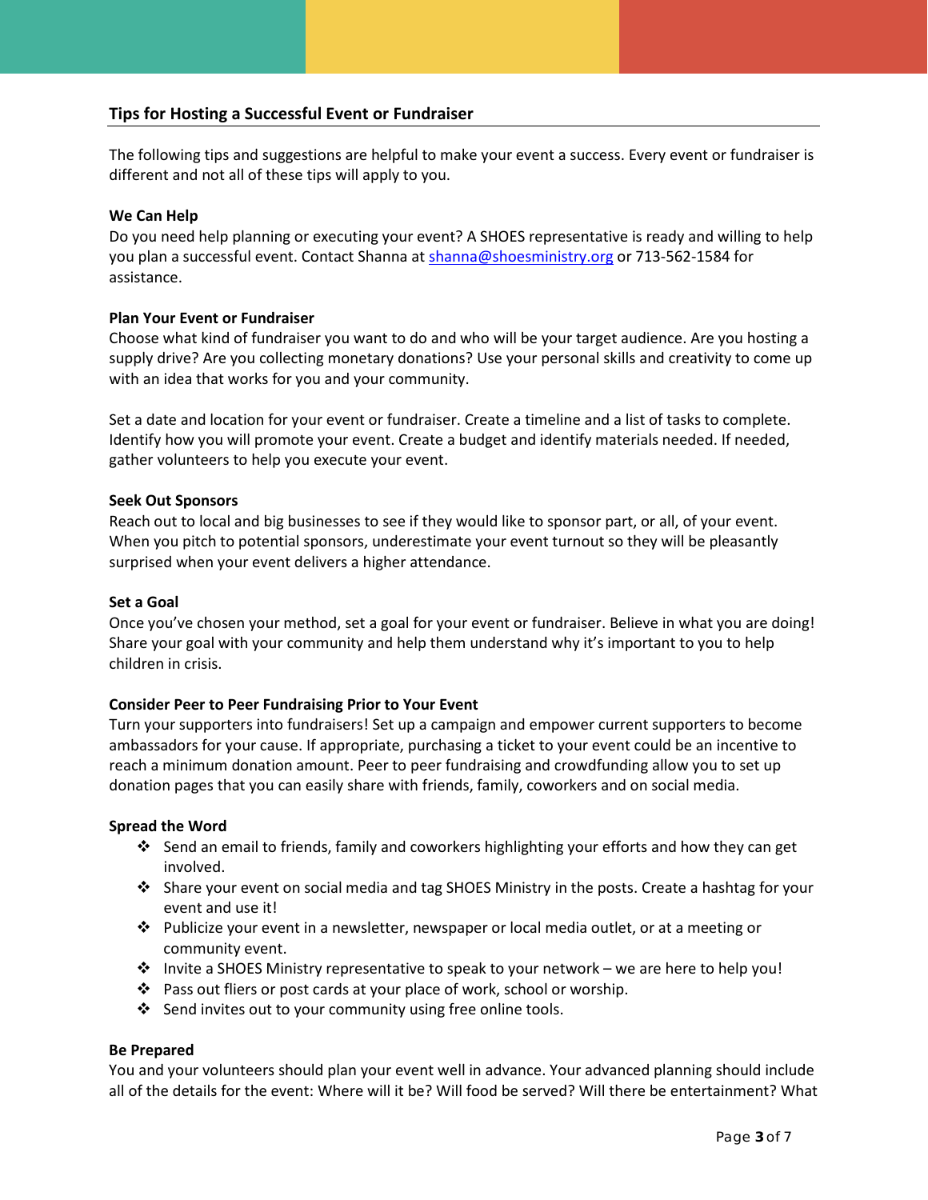## Tips for Hosting a Successful Event or Fundraiser

The following tips and suggestions are helpful to make your event a success. Every event or fundraiser is different and not all of these tips will apply to you.

**We Can Help**

Do you need help planning or executing your event? A SHOES representative is ready and willing to help you plan a successful event. Contact Shanna at shanna@shoesministry.org or 713-562-1584 for assistance.

**Plan Your Event or Fundraiser**

Choose what kind of fundraiser you want to do and who will be your target audience. Are you hosting a supply drive? Are you collecting monetary donations? Use your personal skills and creativity to come up with an idea that works for you and your community.

Set a date and location for your event or fundraiser. Create a timeline and a list of tasks to complete. Identify how you will promote your event. Create a budget and identify materials needed. If needed, gather volunteers to help you execute your event.

**Seek Out Sponsors**

Reach out to local and big businesses to see if they would like to sponsor part, or all, of your event. When you pitch to potential sponsors, underestimate your event turnout so they will be pleasantly surprised when your event delivers a higher attendance.

**Set a Goal**

Once you've chosen your method, set a goal for your event or fundraiser. Believe in what you are doing! Share your goal with your community and help them understand why it's important to you to help children in crisis.

**Consider Peer to Peer Fundraising Prior to Your Event**

Turn your supporters into fundraisers! Set up a campaign and empower current supporters to become ambassadors for your cause. If appropriate, purchasing a ticket to your event could be an incentive to reach a minimum donation amount. Peer to peer fundraising and crowdfunding allow you to set up donation pages that you can easily share with friends, family, coworkers and on social media.

**Spread the Word**

- Send an email to friends, family and coworkers highlighting your efforts and how they can get involved.
- Share your event on social media and tag SHOES Ministry in the posts. Create a hashtag for your event and use it!
- Publicize your event in a newsletter, newspaper or local media outlet, or at a meeting or community event.
- Invite a SHOES Ministry representative to speak to your network – we are here to help you!
- Pass out fliers or post cards at your place of work, school or worship.
- Send invites out to your community using free online tools.

**Be Prepared**

You and your volunteers should plan your event well in advance. Your advanced planning should include all of the details for the event: Where will it be? Will food be served? Will there be entertainment? What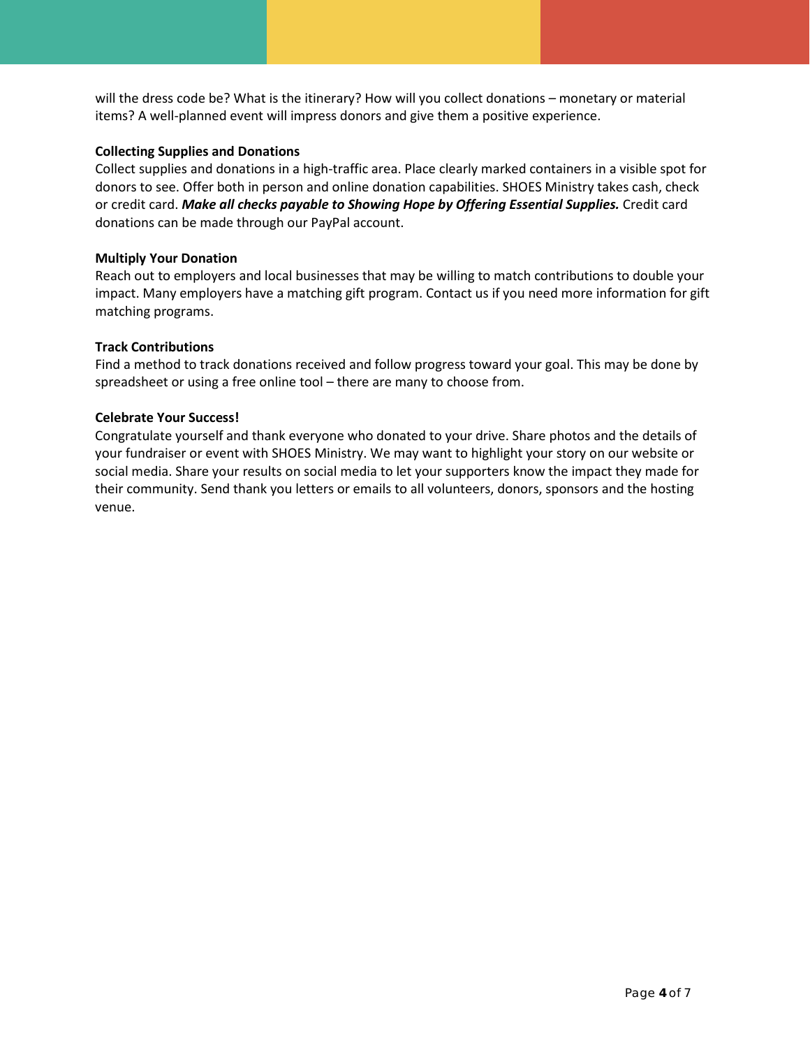will the dress code be? What is the itinerary? How will you collect donations – monetary or material items? A well-planned event will impress donors and give them a positive experience.

**Collecting Supplies and Donations**

Collect supplies and donations in a high-traffic area. Place clearly marked containers in a visible spot for donors to see. Offer both in person and online donation capabilities. SHOES Ministry takes cash, check or credit card. ***Make all checks payable to Showing Hope by Offering Essential Supplies.*** Credit card donations can be made through our PayPal account.

**Multiply Your Donation**

Reach out to employers and local businesses that may be willing to match contributions to double your impact. Many employers have a matching gift program. Contact us if you need more information for gift matching programs.

**Track Contributions**

Find a method to track donations received and follow progress toward your goal. This may be done by spreadsheet or using a free online tool – there are many to choose from.

**Celebrate Your Success!**

Congratulate yourself and thank everyone who donated to your drive. Share photos and the details of your fundraiser or event with SHOES Ministry. We may want to highlight your story on our website or social media. Share your results on social media to let your supporters know the impact they made for their community. Send thank you letters or emails to all volunteers, donors, sponsors and the hosting venue.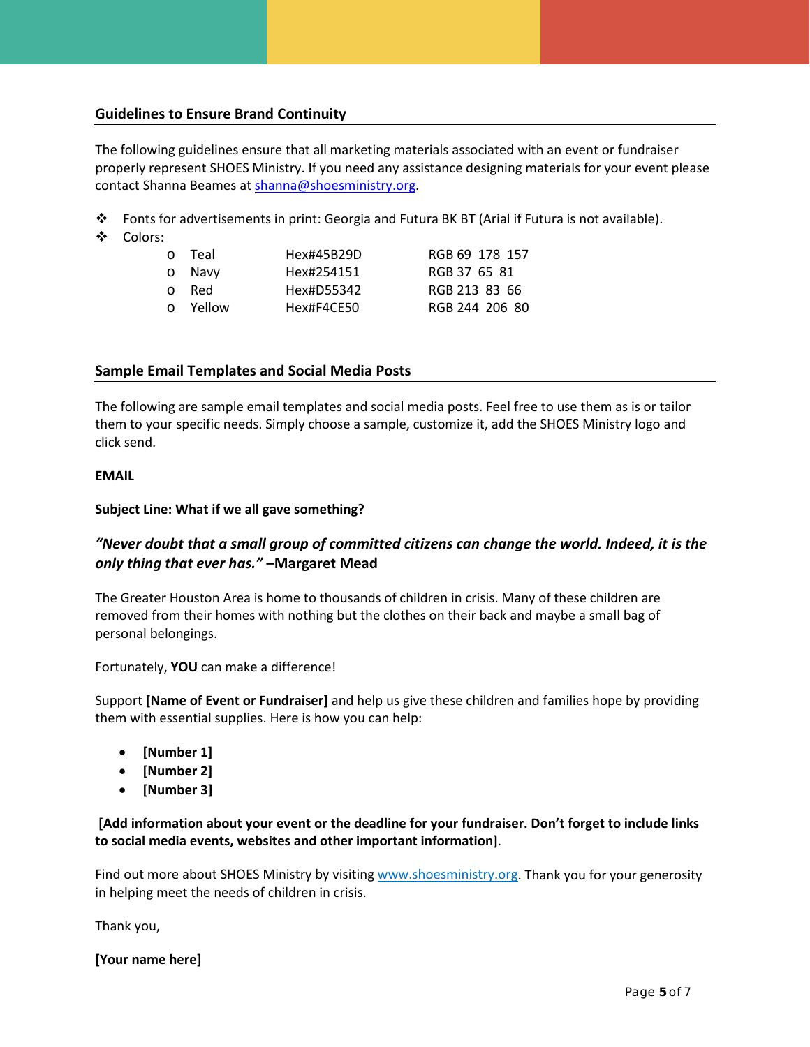## Guidelines to Ensure Brand Continuity

The following guidelines ensure that all marketing materials associated with an event or fundraiser properly represent SHOES Ministry. If you need any assistance designing materials for your event please contact Shanna Beames at shanna@shoesministry.org.

- Fonts for advertisements in print: Georgia and Futura BK BT (Arial if Futura is not available).
- Colors:
  - Teal Hex#45B29D RGB 69 178 157
  - Navy Hex#254151 RGB 37 65 81
  - Red Hex#D55342 RGB 213 83 66
  - Yellow Hex#F4CE50 RGB 244 206 80

## Sample Email Templates and Social Media Posts

The following are sample email templates and social media posts. Feel free to use them as is or tailor them to your specific needs. Simply choose a sample, customize it, add the SHOES Ministry logo and click send.

**EMAIL**

**Subject Line: What if we all gave something?**

***"Never doubt that a small group of committed citizens can change the world. Indeed, it is the only thing that ever has."* –Margaret Mead**

The Greater Houston Area is home to thousands of children in crisis. Many of these children are removed from their homes with nothing but the clothes on their back and maybe a small bag of personal belongings.

Fortunately, **YOU** can make a difference!

Support **[Name of Event or Fundraiser]** and help us give these children and families hope by providing them with essential supplies. Here is how you can help:

- **[Number 1]**
- **[Number 2]**
- **[Number 3]**

**[Add information about your event or the deadline for your fundraiser. Don't forget to include links to social media events, websites and other important information]**.

Find out more about SHOES Ministry by visiting www.shoesministry.org. Thank you for your generosity in helping meet the needs of children in crisis.

Thank you,

**[Your name here]**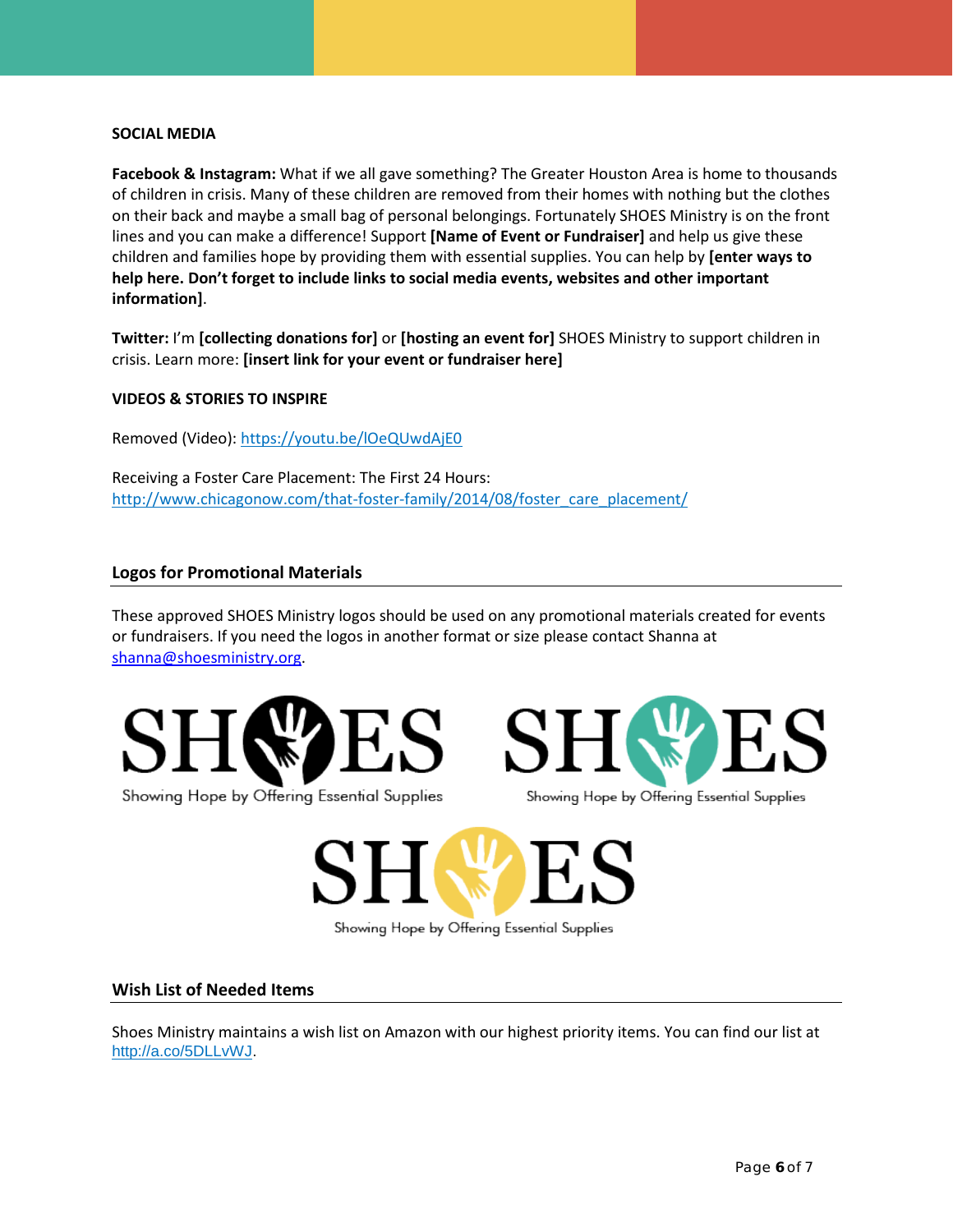**SOCIAL MEDIA**

**Facebook & Instagram:** What if we all gave something? The Greater Houston Area is home to thousands of children in crisis. Many of these children are removed from their homes with nothing but the clothes on their back and maybe a small bag of personal belongings. Fortunately SHOES Ministry is on the front lines and you can make a difference! Support **[Name of Event or Fundraiser]** and help us give these children and families hope by providing them with essential supplies. You can help by **[enter ways to help here. Don't forget to include links to social media events, websites and other important information]**.

**Twitter:** I'm **[collecting donations for]** or **[hosting an event for]** SHOES Ministry to support children in crisis. Learn more: **[insert link for your event or fundraiser here]**

**VIDEOS & STORIES TO INSPIRE**

Removed (Video): https://youtu.be/lOeQUwdAjE0

Receiving a Foster Care Placement: The First 24 Hours: http://www.chicagonow.com/that-foster-family/2014/08/foster_care_placement/

## Logos for Promotional Materials

These approved SHOES Ministry logos should be used on any promotional materials created for events or fundraisers. If you need the logos in another format or size please contact Shanna at shanna@shoesministry.org.

SHOES
Showing Hope by Offering Essential Supplies

SHOES
Showing Hope by Offering Essential Supplies

SHOES
Showing Hope by Offering Essential Supplies

## Wish List of Needed Items

Shoes Ministry maintains a wish list on Amazon with our highest priority items. You can find our list at http://a.co/5DLLvWJ.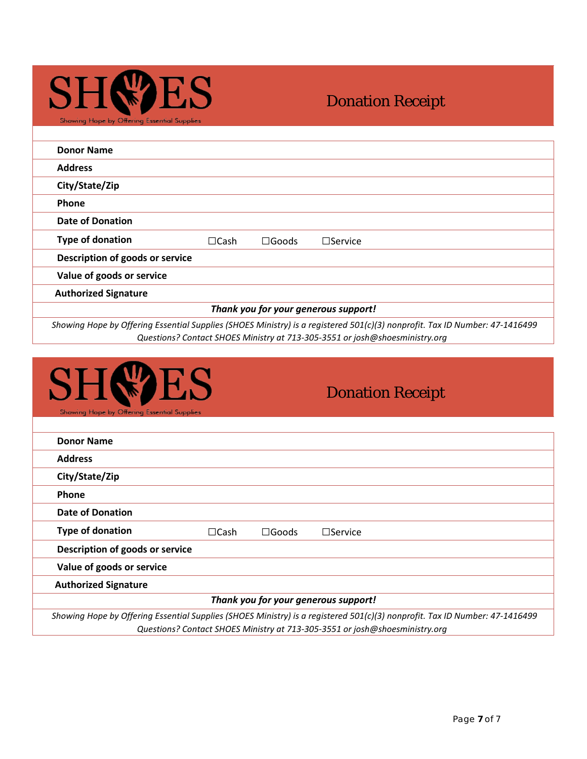SHOES

Showing Hope by Offering Essential Supplies

## Donation Receipt

| | | | |
|---|---|---|---|
| **Donor Name** | | | |
| **Address** | | | |
| **City/State/Zip** | | | |
| **Phone** | | | |
| **Date of Donation** | | | |
| **Type of donation** | ☐Cash | ☐Goods | ☐Service |
| **Description of goods or service** | | | |
| **Value of goods or service** | | | |
| **Authorized Signature** | | | |

***Thank you for your generous support!***

*Showing Hope by Offering Essential Supplies (SHOES Ministry) is a registered 501(c)(3) nonprofit. Tax ID Number: 47-1416499*
*Questions? Contact SHOES Ministry at 713-305-3551 or josh@shoesministry.org*

SHOES

Showing Hope by Offering Essential Supplies

## Donation Receipt

| | | | |
|---|---|---|---|
| **Donor Name** | | | |
| **Address** | | | |
| **City/State/Zip** | | | |
| **Phone** | | | |
| **Date of Donation** | | | |
| **Type of donation** | ☐Cash | ☐Goods | ☐Service |
| **Description of goods or service** | | | |
| **Value of goods or service** | | | |
| **Authorized Signature** | | | |

***Thank you for your generous support!***

*Showing Hope by Offering Essential Supplies (SHOES Ministry) is a registered 501(c)(3) nonprofit. Tax ID Number: 47-1416499*
*Questions? Contact SHOES Ministry at 713-305-3551 or josh@shoesministry.org*